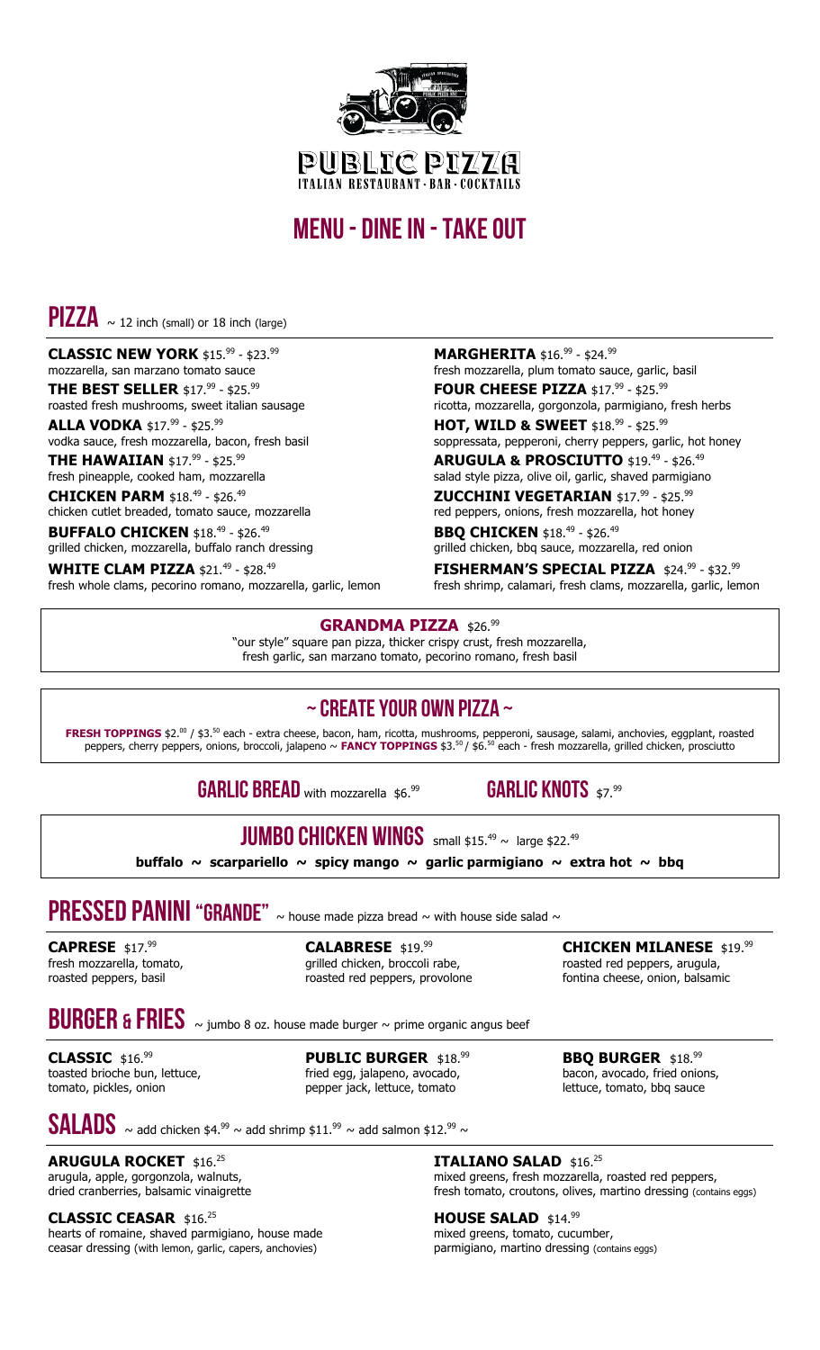# PUBLIC PIZZA

ITALIAN RESTAURANT · BAR · COCKTAILS

# MENU - DINE IN - TAKE OUT

## PIZZA ~ 12 inch (small) or 18 inch (large)

**CLASSIC NEW YORK** $15.99 - $23.99
mozzarella, san marzano tomato sauce

**THE BEST SELLER** $17.99 - $25.99
roasted fresh mushrooms, sweet italian sausage

**ALLA VODKA** $17.99 - $25.99
vodka sauce, fresh mozzarella, bacon, fresh basil

**THE HAWAIIAN** $17.99 - $25.99
fresh pineapple, cooked ham, mozzarella

**CHICKEN PARM** $18.49 - $26.49
chicken cutlet breaded, tomato sauce, mozzarella

**BUFFALO CHICKEN** $18.49 - $26.49
grilled chicken, mozzarella, buffalo ranch dressing

**WHITE CLAM PIZZA** $21.49 - $28.49
fresh whole clams, pecorino romano, mozzarella, garlic, lemon

**MARGHERITA** $16.99 - $24.99
fresh mozzarella, plum tomato sauce, garlic, basil

**FOUR CHEESE PIZZA** $17.99 - $25.99
ricotta, mozzarella, gorgonzola, parmigiano, fresh herbs

**HOT, WILD & SWEET** $18.99 - $25.99
soppressata, pepperoni, cherry peppers, garlic, hot honey

**ARUGULA & PROSCIUTTO** $19.49 - $26.49
salad style pizza, olive oil, garlic, shaved parmigiano

**ZUCCHINI VEGETARIAN** $17.99 - $25.99
red peppers, onions, fresh mozzarella, hot honey

**BBQ CHICKEN** $18.49 - $26.49
grilled chicken, bbq sauce, mozzarella, red onion

**FISHERMAN'S SPECIAL PIZZA** $24.99 - $32.99
fresh shrimp, calamari, fresh clams, mozzarella, garlic, lemon

**GRANDMA PIZZA** $26.99
"our style" square pan pizza, thicker crispy crust, fresh mozzarella, fresh garlic, san marzano tomato, pecorino romano, fresh basil

## ~ CREATE YOUR OWN PIZZA ~

**FRESH TOPPINGS** $2.00 / $3.50 each - extra cheese, bacon, ham, ricotta, mushrooms, pepperoni, sausage, salami, anchovies, eggplant, roasted peppers, cherry peppers, onions, broccoli, jalapeno ~ **FANCY TOPPINGS** $3.50 / $6.50 each - fresh mozzarella, grilled chicken, prosciutto

**GARLIC BREAD** with mozzarella $6.99

**GARLIC KNOTS** $7.99

## JUMBO CHICKEN WINGS small $15.49 ~ large $22.49

**buffalo ~ scarpariello ~ spicy mango ~ garlic parmigiano ~ extra hot ~ bbq**

## PRESSED PANINI "GRANDE" ~ house made pizza bread ~ with house side salad ~

**CAPRESE** $17.99
fresh mozzarella, tomato, roasted peppers, basil

**CALABRESE** $19.99
grilled chicken, broccoli rabe, roasted red peppers, provolone

**CHICKEN MILANESE** $19.99
roasted red peppers, arugula, fontina cheese, onion, balsamic

## BURGER & FRIES ~ jumbo 8 oz. house made burger ~ prime organic angus beef

**CLASSIC** $16.99
toasted brioche bun, lettuce, tomato, pickles, onion

**PUBLIC BURGER** $18.99
fried egg, jalapeno, avocado, pepper jack, lettuce, tomato

**BBQ BURGER** $18.99
bacon, avocado, fried onions, lettuce, tomato, bbq sauce

## SALADS ~ add chicken $4.99 ~ add shrimp $11.99 ~ add salmon $12.99 ~

**ARUGULA ROCKET** $16.25
arugula, apple, gorgonzola, walnuts, dried cranberries, balsamic vinaigrette

**CLASSIC CEASAR** $16.25
hearts of romaine, shaved parmigiano, house made ceasar dressing (with lemon, garlic, capers, anchovies)

**ITALIANO SALAD** $16.25
mixed greens, fresh mozzarella, roasted red peppers, fresh tomato, croutons, olives, martino dressing (contains eggs)

**HOUSE SALAD** $14.99
mixed greens, tomato, cucumber, parmigiano, martino dressing (contains eggs)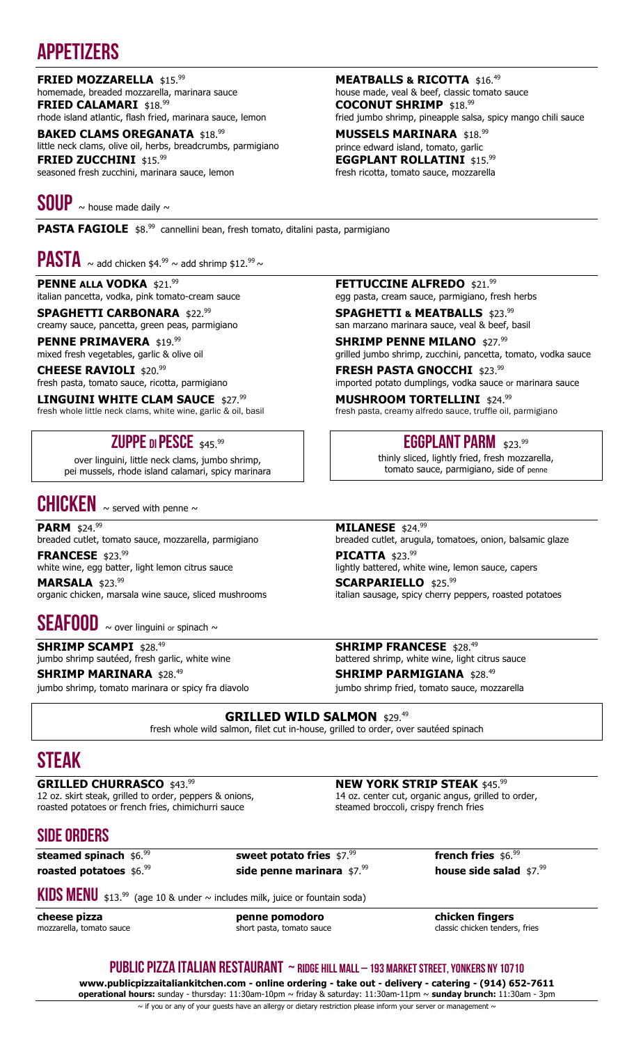# APPETIZERS

**FRIED MOZZARELLA** $15.99
homemade, breaded mozzarella, marinara sauce

**FRIED CALAMARI** $18.99
rhode island atlantic, flash fried, marinara sauce, lemon

**BAKED CLAMS OREGANATA** $18.99
little neck clams, olive oil, herbs, breadcrumbs, parmigiano

**FRIED ZUCCHINI** $15.99
seasoned fresh zucchini, marinara sauce, lemon

**MEATBALLS & RICOTTA** $16.49
house made, veal & beef, classic tomato sauce

**COCONUT SHRIMP** $18.99
fried jumbo shrimp, pineapple salsa, spicy mango chili sauce

**MUSSELS MARINARA** $18.99
prince edward island, tomato, garlic

**EGGPLANT ROLLATINI** $15.99
fresh ricotta, tomato sauce, mozzarella

# SOUP ~ house made daily ~

**PASTA FAGIOLE** $8.99 cannellini bean, fresh tomato, ditalini pasta, parmigiano

# PASTA ~ add chicken $4.99 ~ add shrimp $12.99 ~

**PENNE ALLA VODKA** $21.99
italian pancetta, vodka, pink tomato-cream sauce

**SPAGHETTI CARBONARA** $22.99
creamy sauce, pancetta, green peas, parmigiano

**PENNE PRIMAVERA** $19.99
mixed fresh vegetables, garlic & olive oil

**CHEESE RAVIOLI** $20.99
fresh pasta, tomato sauce, ricotta, parmigiano

**LINGUINI WHITE CLAM SAUCE** $27.99
fresh whole little neck clams, white wine, garlic & oil, basil

**FETTUCCINE ALFREDO** $21.99
egg pasta, cream sauce, parmigiano, fresh herbs

**SPAGHETTI & MEATBALLS** $23.99
san marzano marinara sauce, veal & beef, basil

**SHRIMP PENNE MILANO** $27.99
grilled jumbo shrimp, zucchini, pancetta, tomato, vodka sauce

**FRESH PASTA GNOCCHI** $23.99
imported potato dumplings, vodka sauce or marinara sauce

**MUSHROOM TORTELLINI** $24.99
fresh pasta, creamy alfredo sauce, truffle oil, parmigiano

## ZUPPE DI PESCE $45.99

over linguini, little neck clams, jumbo shrimp, pei mussels, rhode island calamari, spicy marinara

## EGGPLANT PARM $23.99

thinly sliced, lightly fried, fresh mozzarella, tomato sauce, parmigiano, side of penne

# CHICKEN ~ served with penne ~

**PARM** $24.99
breaded cutlet, tomato sauce, mozzarella, parmigiano

**FRANCESE** $23.99
white wine, egg batter, light lemon citrus sauce

**MARSALA** $23.99
organic chicken, marsala wine sauce, sliced mushrooms

**MILANESE** $24.99
breaded cutlet, arugula, tomatoes, onion, balsamic glaze

**PICATTA** $23.99
lightly battered, white wine, lemon sauce, capers

**SCARPARIELLO** $25.99
italian sausage, spicy cherry peppers, roasted potatoes

# SEAFOOD ~ over linguini or spinach ~

**SHRIMP SCAMPI** $28.49
jumbo shrimp sautéed, fresh garlic, white wine

**SHRIMP MARINARA** $28.49
jumbo shrimp, tomato marinara or spicy fra diavolo

**SHRIMP FRANCESE** $28.49
battered shrimp, white wine, light citrus sauce

**SHRIMP PARMIGIANA** $28.49
jumbo shrimp fried, tomato sauce, mozzarella

**GRILLED WILD SALMON** $29.49
fresh whole wild salmon, filet cut in-house, grilled to order, over sautéed spinach

# STEAK

**GRILLED CHURRASCO** $43.99
12 oz. skirt steak, grilled to order, peppers & onions, roasted potatoes or french fries, chimichurri sauce

**NEW YORK STRIP STEAK** $45.99
14 oz. center cut, organic angus, grilled to order, steamed broccoli, crispy french fries

## SIDE ORDERS

**steamed spinach** $6.99
**roasted potatoes** $6.99
**sweet potato fries** $7.99
**side penne marinara** $7.99
**french fries** $6.99
**house side salad** $7.99

## KIDS MENU $13.99 (age 10 & under ~ includes milk, juice or fountain soda)

**cheese pizza**
mozzarella, tomato sauce

**penne pomodoro**
short pasta, tomato sauce

**chicken fingers**
classic chicken tenders, fries

## PUBLIC PIZZA ITALIAN RESTAURANT ~ RIDGE HILL MALL – 193 MARKET STREET, YONKERS NY 10710

**www.publicpizzaitaliankitchen.com - online ordering - take out - delivery - catering - (914) 652-7611**
**operational hours:** sunday - thursday: 11:30am-10pm ~ friday & saturday: 11:30am-11pm ~ **sunday brunch:** 11:30am - 3pm

~ if you or any of your guests have an allergy or dietary restriction please inform your server or management ~